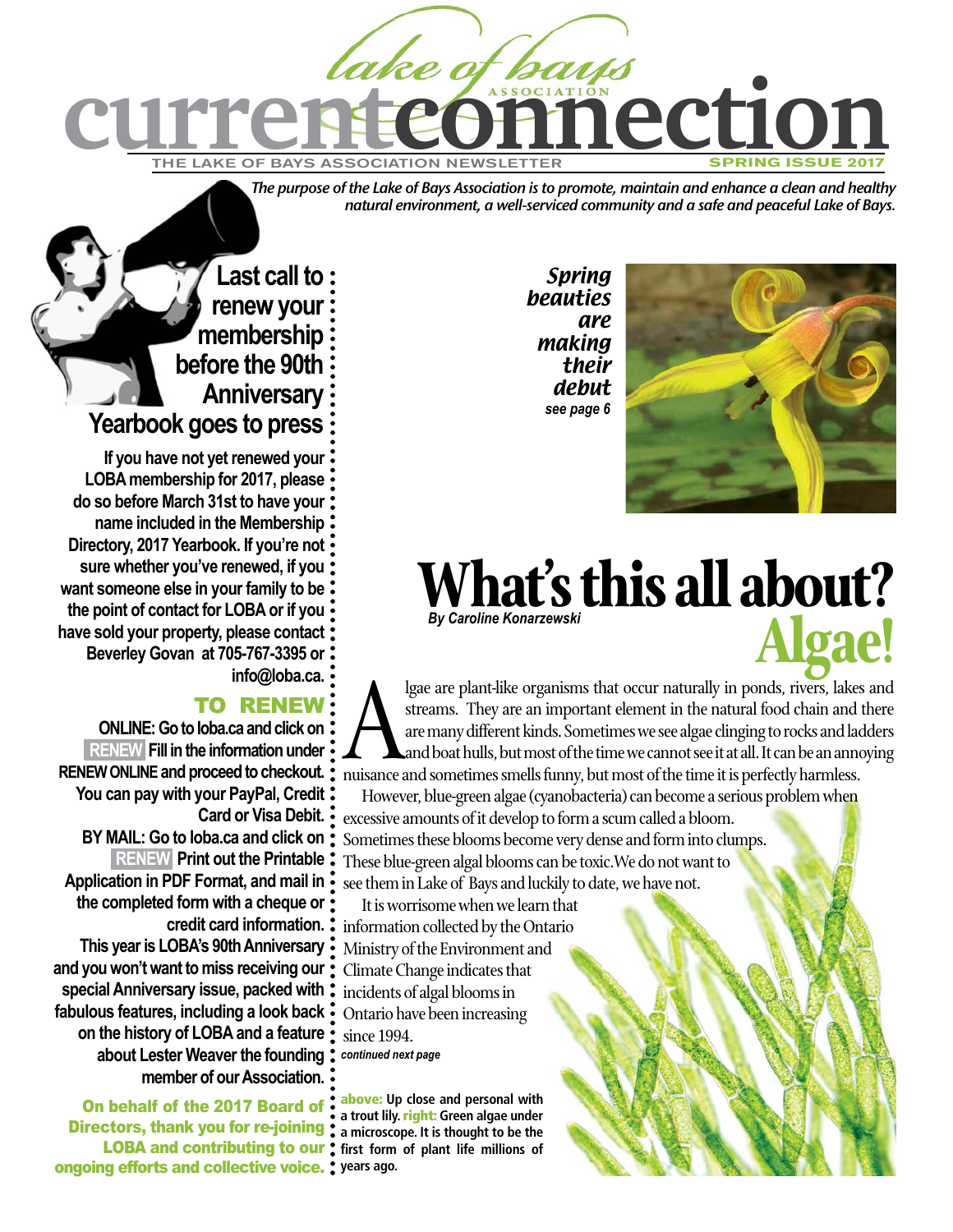# current connection

**lake of bays ASSOCIATION**

THE LAKE OF BAYS ASSOCIATION NEWSLETTER — SPRING ISSUE 2017

*The purpose of the Lake of Bays Association is to promote, maintain and enhance a clean and healthy natural environment, a well-serviced community and a safe and peaceful Lake of Bays.*

## Last call to renew your membership before the 90th Anniversary Yearbook goes to press

**If you have not yet renewed your LOBA membership for 2017, please do so before March 31st to have your name included in the Membership Directory, 2017 Yearbook. If you're not sure whether you've renewed, if you want someone else in your family to be the point of contact for LOBA or if you have sold your property, please contact Beverley Govan at 705-767-3395 or info@loba.ca.**

### TO RENEW

**ONLINE: Go to loba.ca and click on RENEW Fill in the information under RENEW ONLINE and proceed to checkout. You can pay with your PayPal, Credit Card or Visa Debit.**

**BY MAIL: Go to loba.ca and click on RENEW Print out the Printable Application in PDF Format, and mail in the completed form with a cheque or credit card information.**

**This year is LOBA's 90th Anniversary and you won't want to miss receiving our special Anniversary issue, packed with fabulous features, including a look back on the history of LOBA and a feature about Lester Weaver the founding member of our Association.**

**On behalf of the 2017 Board of Directors, thank you for re-joining LOBA and contributing to our ongoing efforts and collective voice.**

*Spring beauties are making their debut*
*see page 6*

# What's this all about? Algae!

*By Caroline Konarzewski*

Algae are plant-like organisms that occur naturally in ponds, rivers, lakes and streams. They are an important element in the natural food chain and there are many different kinds. Sometimes we see algae clinging to rocks and ladders and boat hulls, but most of the time we cannot see it at all. It can be an annoying nuisance and sometimes smells funny, but most of the time it is perfectly harmless.

However, blue-green algae (cyanobacteria) can become a serious problem when excessive amounts of it develop to form a scum called a bloom. Sometimes these blooms become very dense and form into clumps. These blue-green algal blooms can be toxic. We do not want to see them in Lake of Bays and luckily to date, we have not.

It is worrisome when we learn that information collected by the Ontario Ministry of the Environment and Climate Change indicates that incidents of algal blooms in Ontario have been increasing since 1994.

*continued next page*

**above:** Up close and personal with a trout lily. **right:** Green algae under a microscope. It is thought to be the first form of plant life millions of years ago.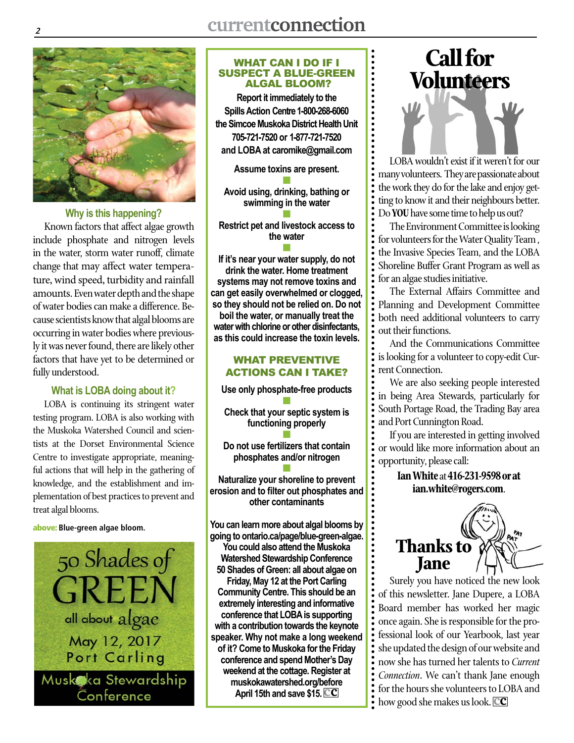## Why is this happening?

Known factors that affect algae growth include phosphate and nitrogen levels in the water, storm water runoff, climate change that may affect water temperature, wind speed, turbidity and rainfall amounts. Even water depth and the shape of water bodies can make a difference. Because scientists know that algal blooms are occurring in water bodies where previously it was never found, there are likely other factors that have yet to be determined or fully understood.

## What is LOBA doing about it?

LOBA is continuing its stringent water testing program. LOBA is also working with the Muskoka Watershed Council and scientists at the Dorset Environmental Science Centre to investigate appropriate, meaningful actions that will help in the gathering of knowledge, and the establishment and implementation of best practices to prevent and treat algal blooms.

**above:** Blue-green algae bloom.

50 Shades of GREEN all about algae
May 12, 2017
Port Carling
Muskoka Stewardship Conference

## WHAT CAN I DO IF I SUSPECT A BLUE-GREEN ALGAL BLOOM?

**Report it immediately to the Spills Action Centre 1-800-268-6060 the Simcoe Muskoka District Health Unit 705-721-7520 or 1-877-721-7520 and LOBA at caromike@gmail.com**

**Assume toxins are present.**

**Avoid using, drinking, bathing or swimming in the water**

**Restrict pet and livestock access to the water**

**If it's near your water supply, do not drink the water. Home treatment systems may not remove toxins and can get easily overwhelmed or clogged, so they should not be relied on. Do not boil the water, or manually treat the water with chlorine or other disinfectants, as this could increase the toxin levels.**

## WHAT PREVENTIVE ACTIONS CAN I TAKE?

**Use only phosphate-free products**

**Check that your septic system is functioning properly**

**Do not use fertilizers that contain phosphates and/or nitrogen**

**Naturalize your shoreline to prevent erosion and to filter out phosphates and other contaminants**

**You can learn more about algal blooms by going to ontario.ca/page/blue-green-algae. You could also attend the Muskoka Watershed Stewardship Conference 50 Shades of Green: all about algae on Friday, May 12 at the Port Carling Community Centre. This should be an extremely interesting and informative conference that LOBA is supporting with a contribution towards the keynote speaker. Why not make a long weekend of it? Come to Muskoka for the Friday conference and spend Mother's Day weekend at the cottage. Register at muskokawatershed.org/before April 15th and save $15.** CC

# Call for Volunteers

LOBA wouldn't exist if it weren't for our many volunteers. They are passionate about the work they do for the lake and enjoy getting to know it and their neighbours better. Do **YOU** have some time to help us out?

The Environment Committee is looking for volunteers for the Water Quality Team, the Invasive Species Team, and the LOBA Shoreline Buffer Grant Program as well as for an algae studies initiative.

The External Affairs Committee and Planning and Development Committee both need additional volunteers to carry out their functions.

And the Communications Committee is looking for a volunteer to copy-edit Current Connection.

We are also seeking people interested in being Area Stewards, particularly for South Portage Road, the Trading Bay area and Port Cunnington Road.

If you are interested in getting involved or would like more information about an opportunity, please call:

**Ian White** at **416-231-9598 or at ian.white@rogers.com**.

# Thanks to Jane

Surely you have noticed the new look of this newsletter. Jane Dupere, a LOBA Board member has worked her magic once again. She is responsible for the professional look of our Yearbook, last year she updated the design of our website and now she has turned her talents to *Current Connection*. We can't thank Jane enough for the hours she volunteers to LOBA and how good she makes us look. CC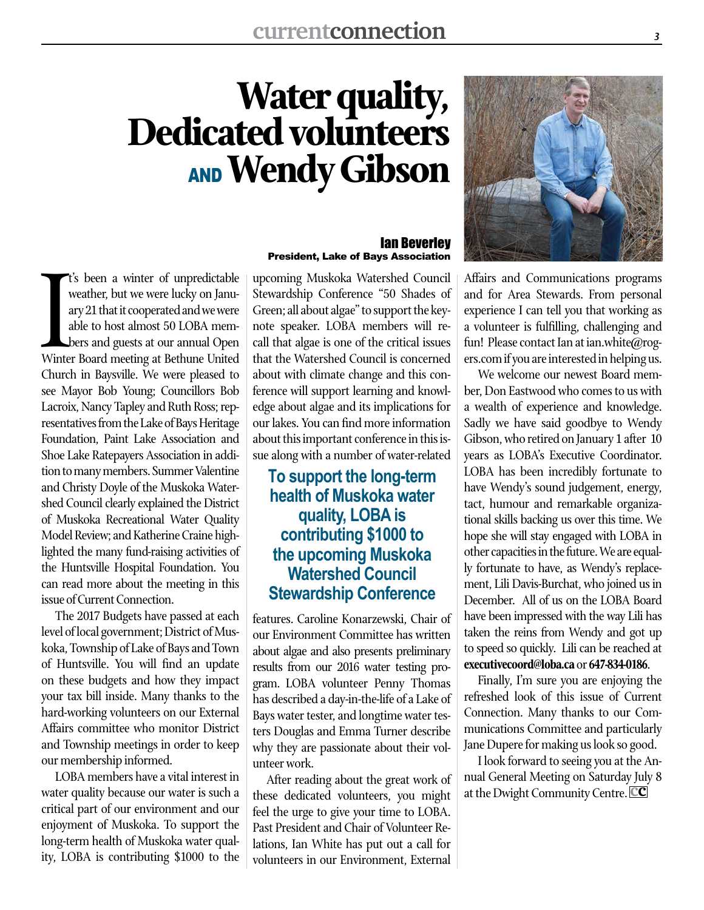# Water quality, Dedicated volunteers AND Wendy Gibson

**Ian Beverley**
**President, Lake of Bays Association**

It's been a winter of unpredictable weather, but we were lucky on January 21 that it cooperated and we were able to host almost 50 LOBA members and guests at our annual Open Winter Board meeting at Bethune United Church in Baysville. We were pleased to see Mayor Bob Young; Councillors Bob Lacroix, Nancy Tapley and Ruth Ross; representatives from the Lake of Bays Heritage Foundation, Paint Lake Association and Shoe Lake Ratepayers Association in addition to many members. Summer Valentine and Christy Doyle of the Muskoka Watershed Council clearly explained the District of Muskoka Recreational Water Quality Model Review; and Katherine Craine highlighted the many fund-raising activities of the Huntsville Hospital Foundation. You can read more about the meeting in this issue of Current Connection.

The 2017 Budgets have passed at each level of local government; District of Muskoka, Township of Lake of Bays and Town of Huntsville. You will find an update on these budgets and how they impact your tax bill inside. Many thanks to the hard-working volunteers on our External Affairs committee who monitor District and Township meetings in order to keep our membership informed.

LOBA members have a vital interest in water quality because our water is such a critical part of our environment and our enjoyment of Muskoka. To support the long-term health of Muskoka water quality, LOBA is contributing $1000 to the upcoming Muskoka Watershed Council Stewardship Conference "50 Shades of Green; all about algae" to support the keynote speaker. LOBA members will recall that algae is one of the critical issues that the Watershed Council is concerned about with climate change and this conference will support learning and knowledge about algae and its implications for our lakes. You can find more information about this important conference in this issue along with a number of water-related features. Caroline Konarzewski, Chair of our Environment Committee has written about algae and also presents preliminary results from our 2016 water testing program. LOBA volunteer Penny Thomas has described a day-in-the-life of a Lake of Bays water tester, and longtime water testers Douglas and Emma Turner describe why they are passionate about their volunteer work.

> **To support the long-term health of Muskoka water quality, LOBA is contributing $1000 to the upcoming Muskoka Watershed Council Stewardship Conference**

After reading about the great work of these dedicated volunteers, you might feel the urge to give your time to LOBA. Past President and Chair of Volunteer Relations, Ian White has put out a call for volunteers in our Environment, External Affairs and Communications programs and for Area Stewards. From personal experience I can tell you that working as a volunteer is fulfilling, challenging and fun! Please contact Ian at ian.white@rogers.com if you are interested in helping us.

We welcome our newest Board member, Don Eastwood who comes to us with a wealth of experience and knowledge. Sadly we have said goodbye to Wendy Gibson, who retired on January 1 after 10 years as LOBA's Executive Coordinator. LOBA has been incredibly fortunate to have Wendy's sound judgement, energy, tact, humour and remarkable organizational skills backing us over this time. We hope she will stay engaged with LOBA in other capacities in the future. We are equally fortunate to have, as Wendy's replacement, Lili Davis-Burchat, who joined us in December. All of us on the LOBA Board have been impressed with the way Lili has taken the reins from Wendy and got up to speed so quickly. Lili can be reached at **executivecoord@loba.ca** or **647-834-0186**.

Finally, I'm sure you are enjoying the refreshed look of this issue of Current Connection. Many thanks to our Communications Committee and particularly Jane Dupere for making us look so good.

I look forward to seeing you at the Annual General Meeting on Saturday July 8 at the Dwight Community Centre.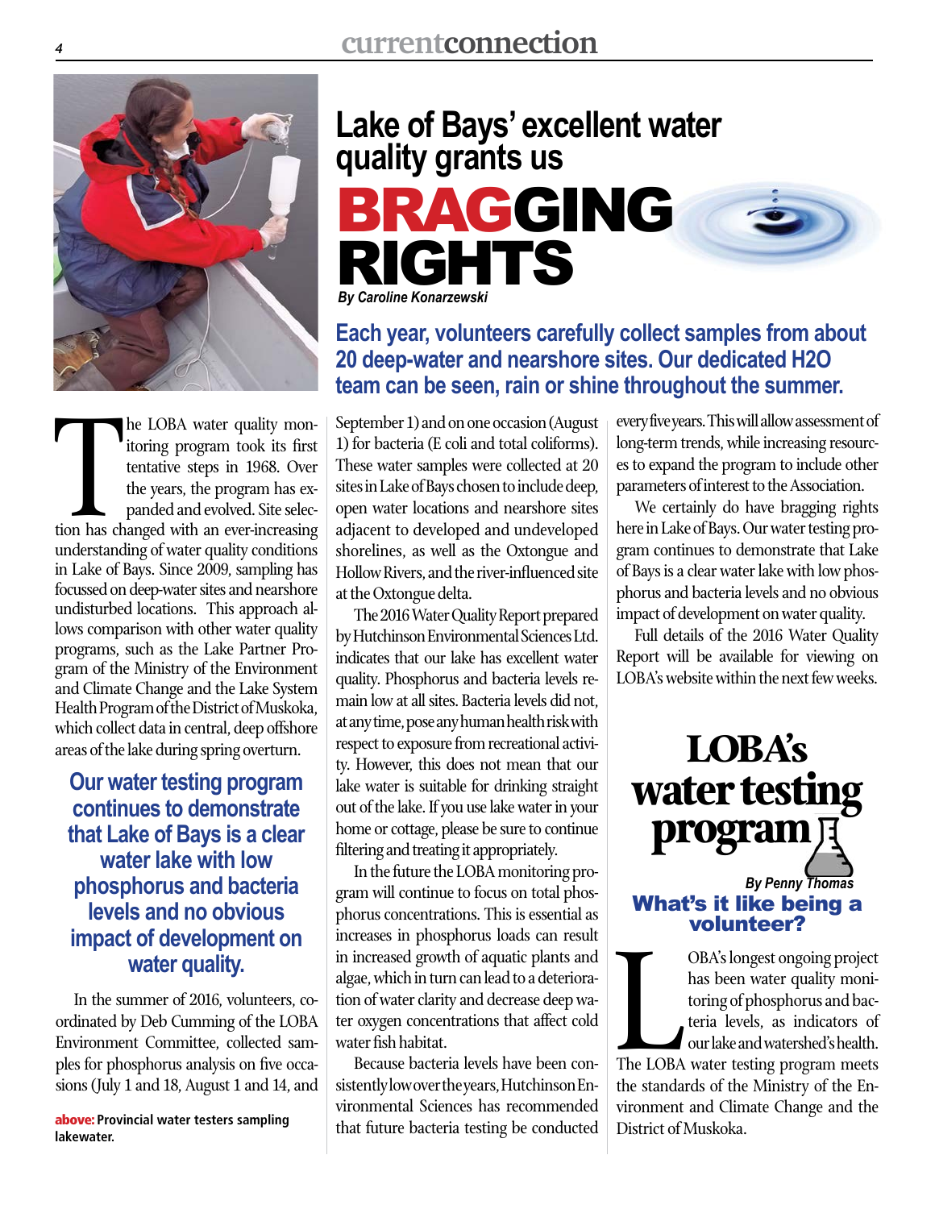# Lake of Bays' excellent water quality grants us BRAGGING RIGHTS

*By Caroline Konarzewski*

**Each year, volunteers carefully collect samples from about 20 deep-water and nearshore sites. Our dedicated H2O team can be seen, rain or shine throughout the summer.**

**above:** Provincial water testers sampling lakewater.

The LOBA water quality monitoring program took its first tentative steps in 1968. Over the years, the program has expanded and evolved. Site selection has changed with an ever-increasing understanding of water quality conditions in Lake of Bays. Since 2009, sampling has focussed on deep-water sites and nearshore undisturbed locations. This approach allows comparison with other water quality programs, such as the Lake Partner Program of the Ministry of the Environment and Climate Change and the Lake System Health Program of the District of Muskoka, which collect data in central, deep offshore areas of the lake during spring overturn.

**Our water testing program continues to demonstrate that Lake of Bays is a clear water lake with low phosphorus and bacteria levels and no obvious impact of development on water quality.**

In the summer of 2016, volunteers, coordinated by Deb Cumming of the LOBA Environment Committee, collected samples for phosphorus analysis on five occasions (July 1 and 18, August 1 and 14, and September 1) and on one occasion (August 1) for bacteria (E coli and total coliforms). These water samples were collected at 20 sites in Lake of Bays chosen to include deep, open water locations and nearshore sites adjacent to developed and undeveloped shorelines, as well as the Oxtongue and Hollow Rivers, and the river-influenced site at the Oxtongue delta.

The 2016 Water Quality Report prepared by Hutchinson Environmental Sciences Ltd. indicates that our lake has excellent water quality. Phosphorus and bacteria levels remain low at all sites. Bacteria levels did not, at any time, pose any human health risk with respect to exposure from recreational activity. However, this does not mean that our lake water is suitable for drinking straight out of the lake. If you use lake water in your home or cottage, please be sure to continue filtering and treating it appropriately.

In the future the LOBA monitoring program will continue to focus on total phosphorus concentrations. This is essential as increases in phosphorus loads can result in increased growth of aquatic plants and algae, which in turn can lead to a deterioration of water clarity and decrease deep water oxygen concentrations that affect cold water fish habitat.

Because bacteria levels have been consistently low over the years, Hutchinson Environmental Sciences has recommended that future bacteria testing be conducted every five years. This will allow assessment of long-term trends, while increasing resources to expand the program to include other parameters of interest to the Association.

We certainly do have bragging rights here in Lake of Bays. Our water testing program continues to demonstrate that Lake of Bays is a clear water lake with low phosphorus and bacteria levels and no obvious impact of development on water quality.

Full details of the 2016 Water Quality Report will be available for viewing on LOBA's website within the next few weeks.

# LOBA's water testing program

*By Penny Thomas*

## What's it like being a volunteer?

LOBA's longest ongoing project has been water quality monitoring of phosphorus and bacteria levels, as indicators of our lake and watershed's health. The LOBA water testing program meets the standards of the Ministry of the Environment and Climate Change and the District of Muskoka.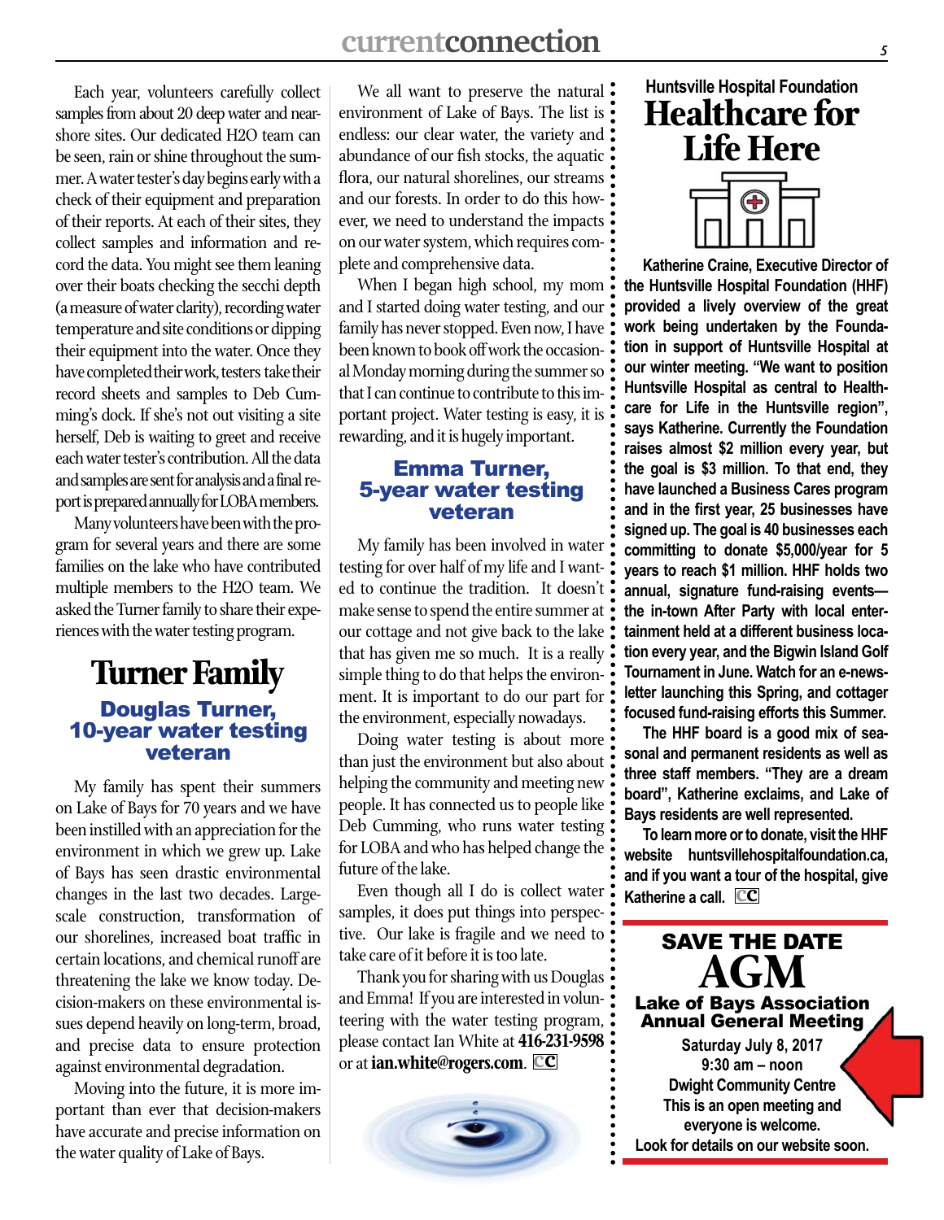Each year, volunteers carefully collect samples from about 20 deep water and near-shore sites. Our dedicated H2O team can be seen, rain or shine throughout the summer. A water tester's day begins early with a check of their equipment and preparation of their reports. At each of their sites, they collect samples and information and record the data. You might see them leaning over their boats checking the secchi depth (a measure of water clarity), recording water temperature and site conditions or dipping their equipment into the water. Once they have completed their work, testers take their record sheets and samples to Deb Cumming's dock. If she's not out visiting a site herself, Deb is waiting to greet and receive each water tester's contribution. All the data and samples are sent for analysis and a final report is prepared annually for LOBA members.

Many volunteers have been with the program for several years and there are some families on the lake who have contributed multiple members to the H2O team. We asked the Turner family to share their experiences with the water testing program.

# Turner Family

## Douglas Turner, 10-year water testing veteran

My family has spent their summers on Lake of Bays for 70 years and we have been instilled with an appreciation for the environment in which we grew up. Lake of Bays has seen drastic environmental changes in the last two decades. Large-scale construction, transformation of our shorelines, increased boat traffic in certain locations, and chemical runoff are threatening the lake we know today. Decision-makers on these environmental issues depend heavily on long-term, broad, and precise data to ensure protection against environmental degradation.

Moving into the future, it is more important than ever that decision-makers have accurate and precise information on the water quality of Lake of Bays.

We all want to preserve the natural environment of Lake of Bays. The list is endless: our clear water, the variety and abundance of our fish stocks, the aquatic flora, our natural shorelines, our streams and our forests. In order to do this however, we need to understand the impacts on our water system, which requires complete and comprehensive data.

When I began high school, my mom and I started doing water testing, and our family has never stopped. Even now, I have been known to book off work the occasional Monday morning during the summer so that I can continue to contribute to this important project. Water testing is easy, it is rewarding, and it is hugely important.

## Emma Turner, 5-year water testing veteran

My family has been involved in water testing for over half of my life and I wanted to continue the tradition. It doesn't make sense to spend the entire summer at our cottage and not give back to the lake that has given me so much. It is a really simple thing to do that helps the environment. It is important to do our part for the environment, especially nowadays.

Doing water testing is about more than just the environment but also about helping the community and meeting new people. It has connected us to people like Deb Cumming, who runs water testing for LOBA and who has helped change the future of the lake.

Even though all I do is collect water samples, it does put things into perspective. Our lake is fragile and we need to take care of it before it is too late.

Thank you for sharing with us Douglas and Emma! If you are interested in volunteering with the water testing program, please contact Ian White at **416-231-9598** or at **ian.white@rogers.com**. CC

---

### Huntsville Hospital Foundation

# Healthcare for Life Here

**Katherine Craine, Executive Director of the Huntsville Hospital Foundation (HHF) provided a lively overview of the great work being undertaken by the Foundation in support of Huntsville Hospital at our winter meeting. "We want to position Huntsville Hospital as central to Healthcare for Life in the Huntsville region", says Katherine. Currently the Foundation raises almost $2 million every year, but the goal is $3 million. To that end, they have launched a Business Cares program and in the first year, 25 businesses have signed up. The goal is 40 businesses each committing to donate $5,000/year for 5 years to reach $1 million. HHF holds two annual, signature fund-raising events—the in-town After Party with local entertainment held at a different business location every year, and the Bigwin Island Golf Tournament in June. Watch for an e-newsletter launching this Spring, and cottager focused fund-raising efforts this Summer.**

**The HHF board is a good mix of seasonal and permanent residents as well as three staff members. "They are a dream board", Katherine exclaims, and Lake of Bays residents are well represented.**

**To learn more or to donate, visit the HHF website huntsvillehospitalfoundation.ca, and if you want a tour of the hospital, give Katherine a call.** CC

---

## SAVE THE DATE

# AGM

**Lake of Bays Association Annual General Meeting**

**Saturday July 8, 2017**
**9:30 am – noon**
**Dwight Community Centre**
**This is an open meeting and everyone is welcome.**
**Look for details on our website soon.**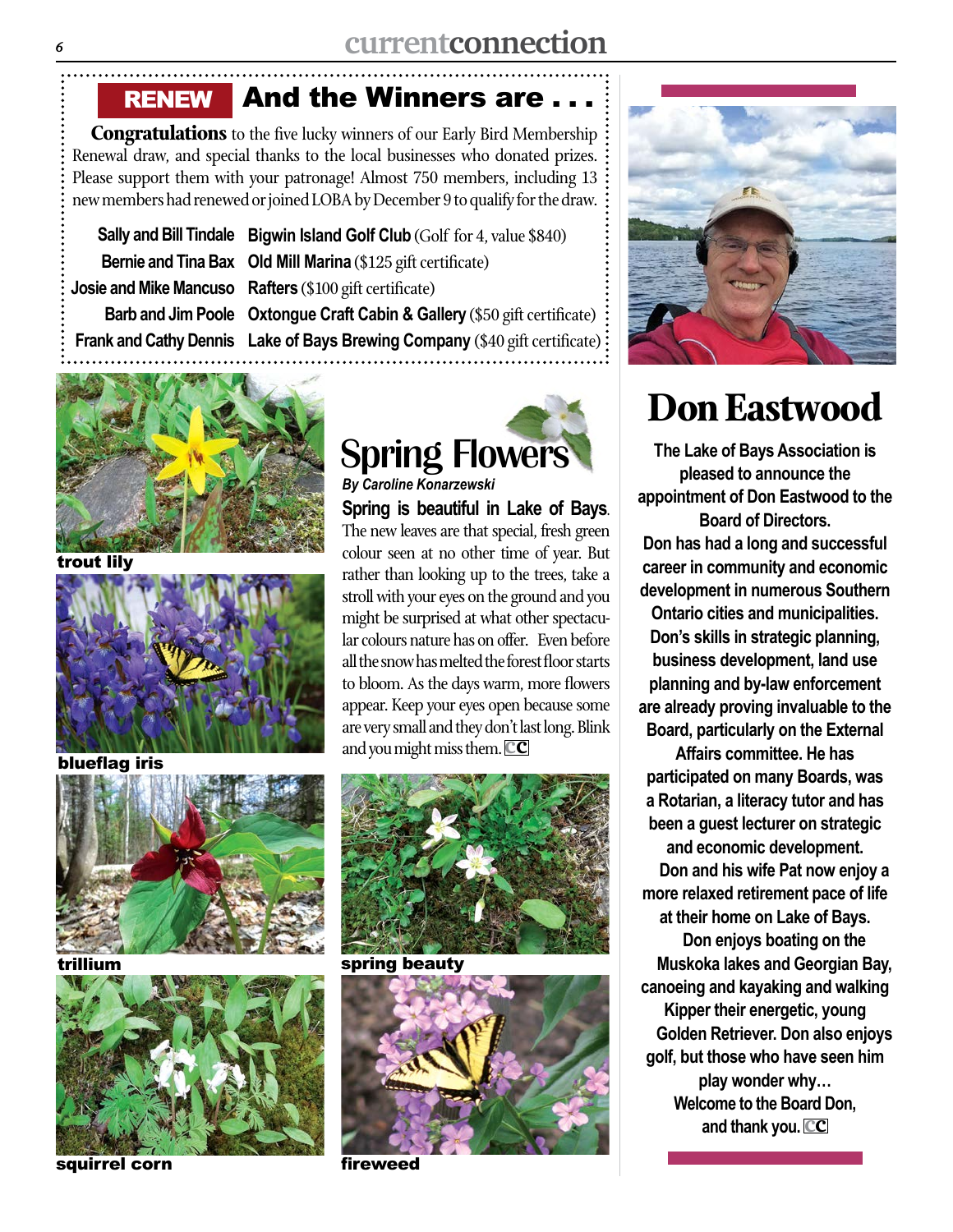## RENEW And the Winners are . . .

**Congratulations** to the five lucky winners of our Early Bird Membership Renewal draw, and special thanks to the local businesses who donated prizes. Please support them with your patronage! Almost 750 members, including 13 new members had renewed or joined LOBA by December 9 to qualify for the draw.

| | |
|---|---|
| **Sally and Bill Tindale** | **Bigwin Island Golf Club** (Golf for 4, value $840) |
| **Bernie and Tina Bax** | **Old Mill Marina** ($125 gift certificate) |
| **Josie and Mike Mancuso** | **Rafters** ($100 gift certificate) |
| **Barb and Jim Poole** | **Oxtongue Craft Cabin & Gallery** ($50 gift certificate) |
| **Frank and Cathy Dennis** | **Lake of Bays Brewing Company** ($40 gift certificate) |

## Spring Flowers

*By Caroline Konarzewski*

**Spring is beautiful in Lake of Bays.** The new leaves are that special, fresh green colour seen at no other time of year. But rather than looking up to the trees, take a stroll with your eyes on the ground and you might be surprised at what other spectacular colours nature has on offer. Even before all the snow has melted the forest floor starts to bloom. As the days warm, more flowers appear. Keep your eyes open because some are very small and they don't last long. Blink and you might miss them. CC

trout lily

blueflag iris

trillium

squirrel corn

spring beauty

fireweed

## Don Eastwood

**The Lake of Bays Association is pleased to announce the appointment of Don Eastwood to the Board of Directors.**

**Don has had a long and successful career in community and economic development in numerous Southern Ontario cities and municipalities. Don's skills in strategic planning, business development, land use planning and by-law enforcement are already proving invaluable to the Board, particularly on the External Affairs committee. He has participated on many Boards, was a Rotarian, a literacy tutor and has been a guest lecturer on strategic and economic development.**

**Don and his wife Pat now enjoy a more relaxed retirement pace of life at their home on Lake of Bays.**

**Don enjoys boating on the Muskoka lakes and Georgian Bay, canoeing and kayaking and walking Kipper their energetic, young Golden Retriever. Don also enjoys golf, but those who have seen him play wonder why…**

**Welcome to the Board Don, and thank you.** CC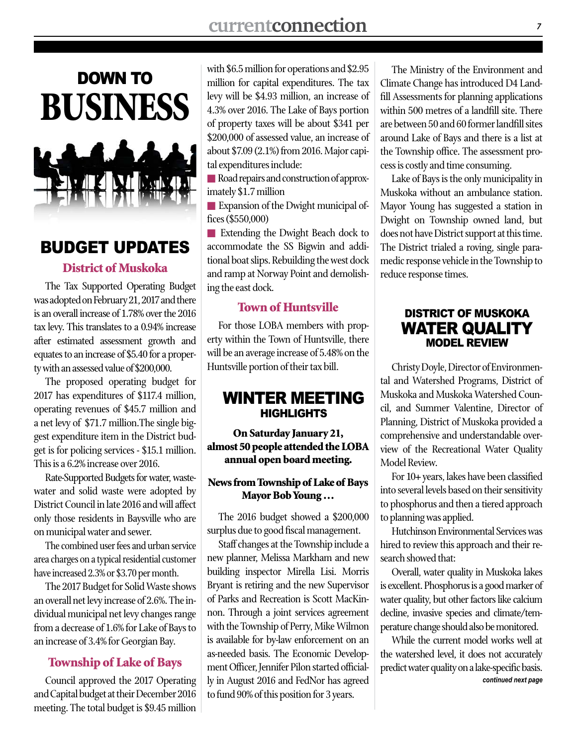# DOWN TO BUSINESS

## BUDGET UPDATES

### District of Muskoka

The Tax Supported Operating Budget was adopted on February 21, 2017 and there is an overall increase of 1.78% over the 2016 tax levy. This translates to a 0.94% increase after estimated assessment growth and equates to an increase of $5.40 for a property with an assessed value of $200,000.

The proposed operating budget for 2017 has expenditures of $117.4 million, operating revenues of $45.7 million and a net levy of $71.7 million.The single biggest expenditure item in the District budget is for policing services - $15.1 million. This is a 6.2% increase over 2016.

Rate-Supported Budgets for water, wastewater and solid waste were adopted by District Council in late 2016 and will affect only those residents in Baysville who are on municipal water and sewer.

The combined user fees and urban service area charges on a typical residential customer have increased 2.3% or $3.70 per month.

The 2017 Budget for Solid Waste shows an overall net levy increase of 2.6%. The individual municipal net levy changes range from a decrease of 1.6% for Lake of Bays to an increase of 3.4% for Georgian Bay.

### Township of Lake of Bays

Council approved the 2017 Operating and Capital budget at their December 2016 meeting. The total budget is $9.45 million with $6.5 million for operations and $2.95 million for capital expenditures. The tax levy will be $4.93 million, an increase of 4.3% over 2016. The Lake of Bays portion of property taxes will be about $341 per $200,000 of assessed value, an increase of about $7.09 (2.1%) from 2016. Major capital expenditures include:

- Road repairs and construction of approximately $1.7 million
- Expansion of the Dwight municipal offices ($550,000)
- Extending the Dwight Beach dock to accommodate the SS Bigwin and additional boat slips. Rebuilding the west dock and ramp at Norway Point and demolishing the east dock.

### Town of Huntsville

For those LOBA members with property within the Town of Huntsville, there will be an average increase of 5.48% on the Huntsville portion of their tax bill.

## WINTER MEETING HIGHLIGHTS

**On Saturday January 21, almost 50 people attended the LOBA annual open board meeting.**

**News from Township of Lake of Bays Mayor Bob Young …**

The 2016 budget showed a $200,000 surplus due to good fiscal management.

Staff changes at the Township include a new planner, Melissa Markham and new building inspector Mirella Lisi. Morris Bryant is retiring and the new Supervisor of Parks and Recreation is Scott MacKinnon. Through a joint services agreement with the Township of Perry, Mike Wilmon is available for by-law enforcement on an as-needed basis. The Economic Development Officer, Jennifer Pilon started officially in August 2016 and FedNor has agreed to fund 90% of this position for 3 years.

The Ministry of the Environment and Climate Change has introduced D4 Landfill Assessments for planning applications within 500 metres of a landfill site. There are between 50 and 60 former landfill sites around Lake of Bays and there is a list at the Township office. The assessment process is costly and time consuming.

Lake of Bays is the only municipality in Muskoka without an ambulance station. Mayor Young has suggested a station in Dwight on Township owned land, but does not have District support at this time. The District trialed a roving, single paramedic response vehicle in the Township to reduce response times.

## DISTRICT OF MUSKOKA WATER QUALITY MODEL REVIEW

Christy Doyle, Director of Environmental and Watershed Programs, District of Muskoka and Muskoka Watershed Council, and Summer Valentine, Director of Planning, District of Muskoka provided a comprehensive and understandable overview of the Recreational Water Quality Model Review.

For 10+ years, lakes have been classified into several levels based on their sensitivity to phosphorus and then a tiered approach to planning was applied.

Hutchinson Environmental Services was hired to review this approach and their research showed that:

Overall, water quality in Muskoka lakes is excellent. Phosphorus is a good marker of water quality, but other factors like calcium decline, invasive species and climate/temperature change should also be monitored.

While the current model works well at the watershed level, it does not accurately predict water quality on a lake-specific basis.

*continued next page*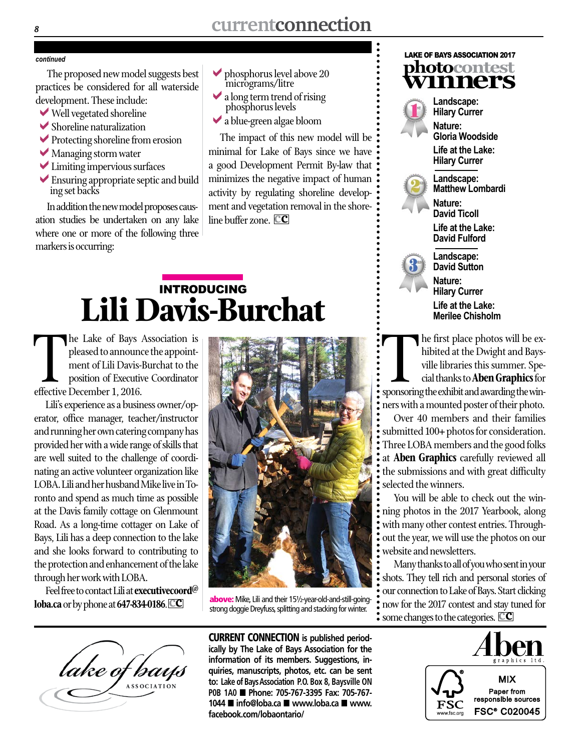*continued*

The proposed new model suggests best practices be considered for all waterside development. These include:

- Well vegetated shoreline
- Shoreline naturalization
- Protecting shoreline from erosion
- Managing storm water
- Limiting impervious surfaces
- Ensuring appropriate septic and building set backs

In addition the new model proposes causation studies be undertaken on any lake where one or more of the following three markers is occurring:

- phosphorus level above 20 micrograms/litre
- a long term trend of rising phosphorus levels
- a blue-green algae bloom

The impact of this new model will be minimal for Lake of Bays since we have a good Development Permit By-law that minimizes the negative impact of human activity by regulating shoreline development and vegetation removal in the shoreline buffer zone. CC

## INTRODUCING
# Lili Davis-Burchat

The Lake of Bays Association is pleased to announce the appointment of Lili Davis-Burchat to the position of Executive Coordinator effective December 1, 2016.

Lili's experience as a business owner/operator, office manager, teacher/instructor and running her own catering company has provided her with a wide range of skills that are well suited to the challenge of coordinating an active volunteer organization like LOBA. Lili and her husband Mike live in Toronto and spend as much time as possible at the Davis family cottage on Glenmount Road. As a long-time cottager on Lake of Bays, Lili has a deep connection to the lake and she looks forward to contributing to the protection and enhancement of the lake through her work with LOBA.

Feel free to contact Lili at **executivecoord@loba.ca** or by phone at **647-834-0186**. CC

**above:** Mike, Lili and their 15½-year-old-and-still-going-strong doggie Dreyfuss, splitting and stacking for winter.

## LAKE OF BAYS ASSOCIATION 2017 photocontest winners

**1st**

**Landscape:** Hilary Currer
**Nature:** Gloria Woodside
**Life at the Lake:** Hilary Currer

**2nd**

**Landscape:** Matthew Lombardi
**Nature:** David Ticoll
**Life at the Lake:** David Fulford

**3rd**

**Landscape:** David Sutton
**Nature:** Hilary Currer
**Life at the Lake:** Merilee Chisholm

The first place photos will be exhibited at the Dwight and Baysville libraries this summer. Special thanks to **Aben Graphics** for sponsoring the exhibit and awarding the winners with a mounted poster of their photo.

Over 40 members and their families submitted 100+ photos for consideration. Three LOBA members and the good folks at **Aben Graphics** carefully reviewed all the submissions and with great difficulty selected the winners.

You will be able to check out the winning photos in the 2017 Yearbook, along with many other contest entries. Throughout the year, we will use the photos on our website and newsletters.

Many thanks to all of you who sent in your shots. They tell rich and personal stories of our connection to Lake of Bays. Start clicking now for the 2017 contest and stay tuned for some changes to the categories. CC

lake of bays ASSOCIATION

**CURRENT CONNECTION is published periodically by The Lake of Bays Association for the information of its members. Suggestions, inquiries, manuscripts, photos, etc. can be sent to: Lake of Bays Association P.O. Box 8, Baysville ON P0B 1A0 ■ Phone: 705-767-3395 Fax: 705-767-1044 ■ info@loba.ca ■ www.loba.ca ■ www.facebook.com/lobaontario/**

Aben graphics ltd.

FSC www.fsc.org MIX Paper from responsible sources FSC® C020045